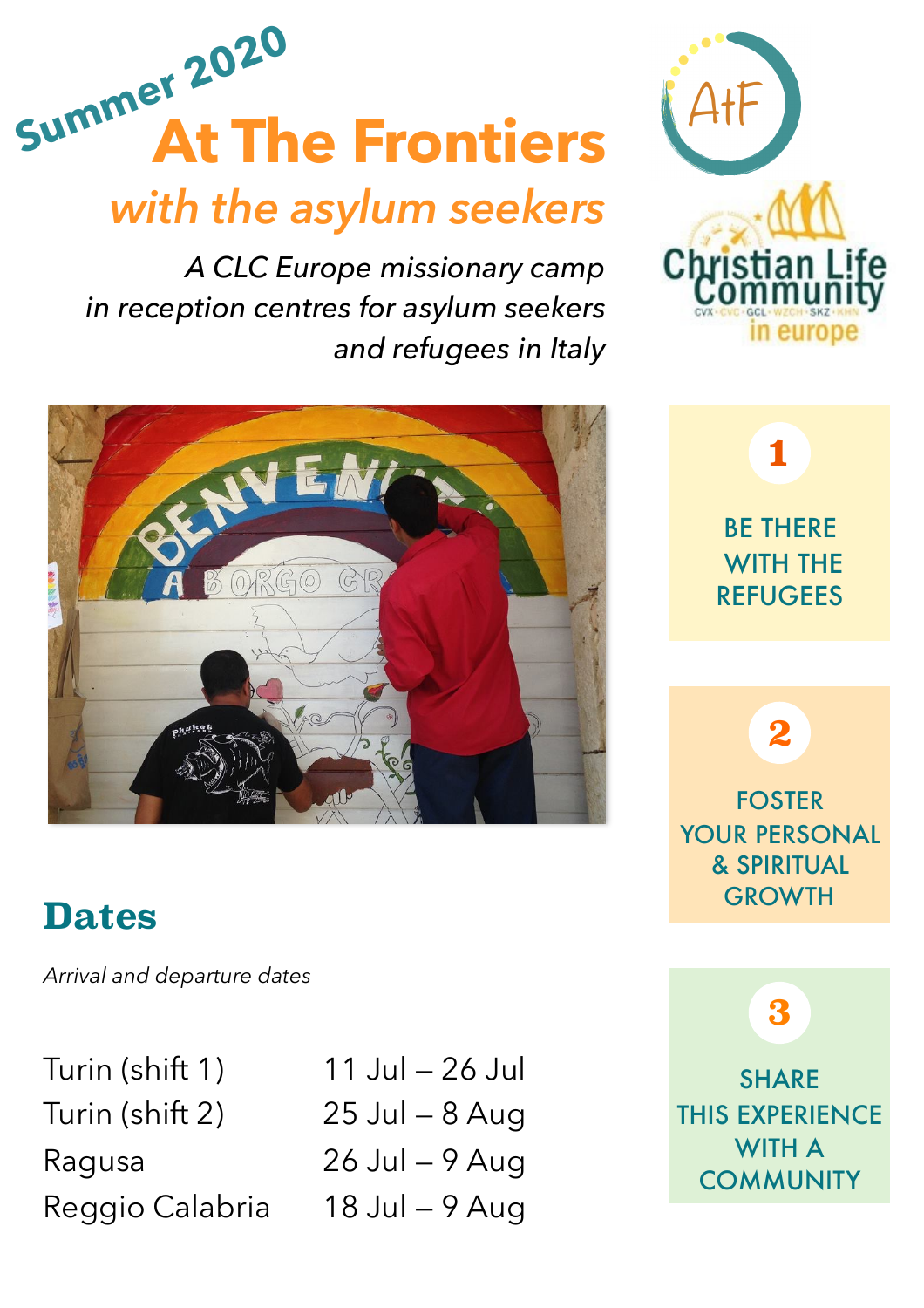Summer 2020

# At The Frontiers

## *with the asylum seekers*

*A CLC Europe missionary camp in reception centres for asylum seekers and refugees in Italy*

**1** BE THERE WITH THE REFUGEES

**2** FOSTER YOUR PERSONAL & SPIRITUAL GROWTH

**3** SHARE THIS EXPERIENCE WITH A COMMUNITY

## Dates

*Arrival and departure dates*

| | |
|---|---|
| Turin (shift 1) | 11 Jul – 26 Jul |
| Turin (shift 2) | 25 Jul – 8 Aug |
| Ragusa | 26 Jul – 9 Aug |
| Reggio Calabria | 18 Jul – 9 Aug |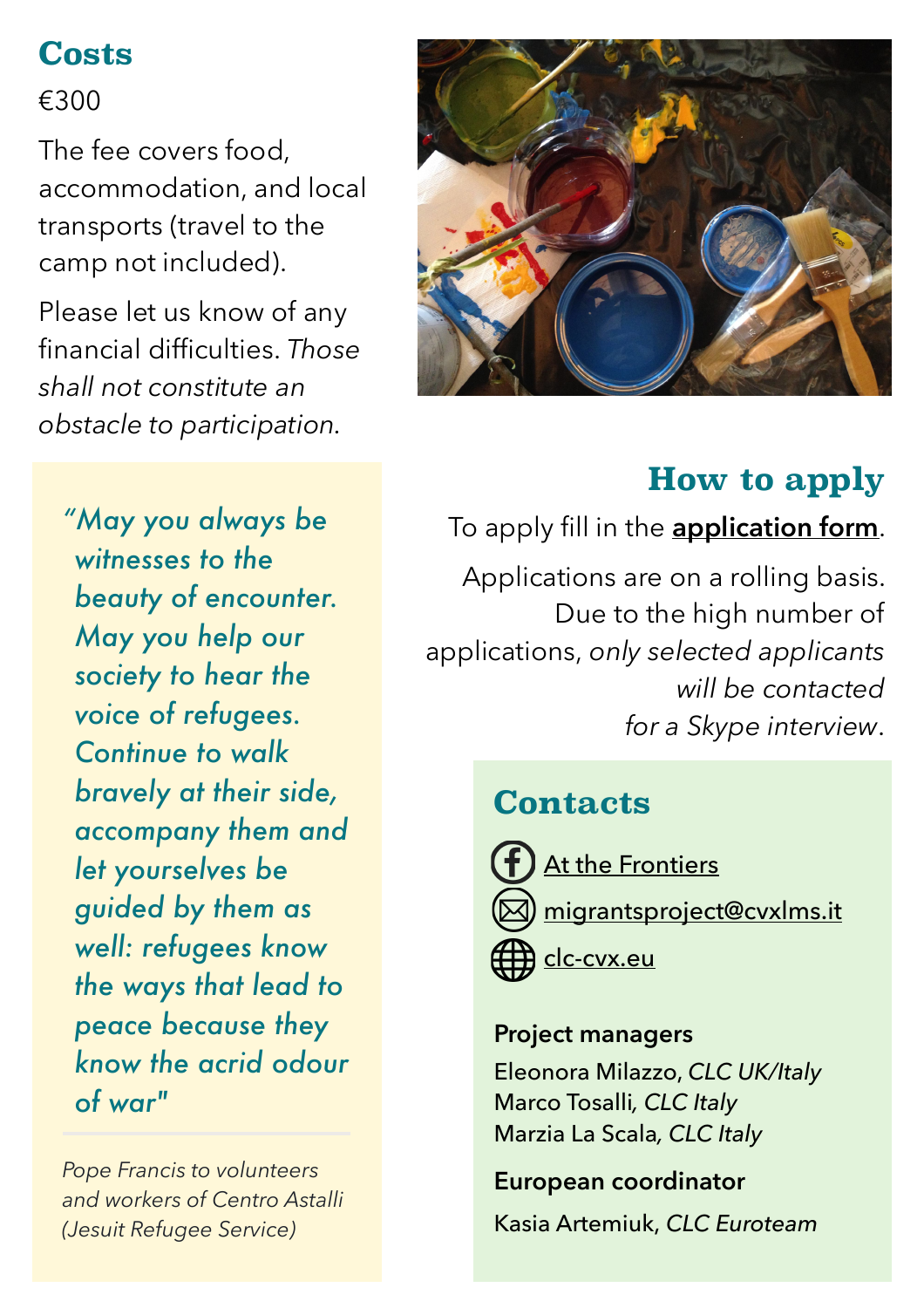## Costs

€300

The fee covers food, accommodation, and local transports (travel to the camp not included).

Please let us know of any financial difficulties. *Those shall not constitute an obstacle to participation.*

> *"May you always be witnesses to the beauty of encounter. May you help our society to hear the voice of refugees. Continue to walk bravely at their side, accompany them and let yourselves be guided by them as well: refugees know the ways that lead to peace because they know the acrid odour of war"*
>
> *Pope Francis to volunteers and workers of Centro Astalli (Jesuit Refugee Service)*

## How to apply

To apply fill in the **application form**.

Applications are on a rolling basis. Due to the high number of applications, *only selected applicants will be contacted for a Skype interview*.

## Contacts

At the Frontiers

migrantsproject@cvxlms.it

clc-cvx.eu

**Project managers**

Eleonora Milazzo, *CLC UK/Italy*
Marco Tosalli, *CLC Italy*
Marzia La Scala, *CLC Italy*

**European coordinator**

Kasia Artemiuk, *CLC Euroteam*